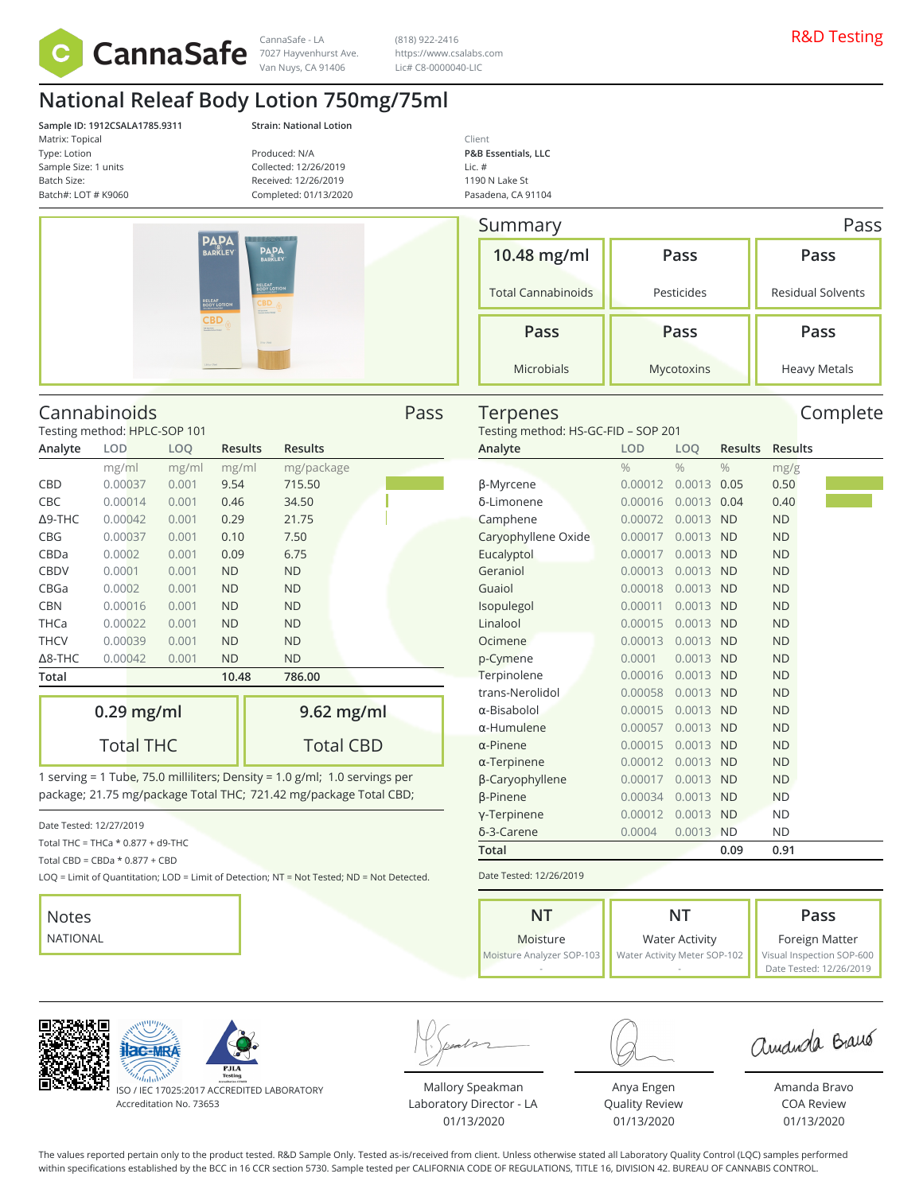CannaSafe

CannaSafe - LA
7027 Hayvenhurst Ave.
Van Nuys, CA 91406

(818) 922-2416
https://www.csalabs.com
Lic# C8-0000040-LIC

R&D Testing

# National Releaf Body Lotion 750mg/75ml

**Sample ID: 1912CSALA1785.9311**
Matrix: Topical
Type: Lotion
Sample Size: 1 units
Batch Size:
Batch#: LOT # K9060

**Strain: National Lotion**

Produced: N/A
Collected: 12/26/2019
Received: 12/26/2019
Completed: 01/13/2020

Client
**P&B Essentials, LLC**
Lic. #
1190 N Lake St
Pasadena, CA 91104

## Summary — Pass

| 10.48 mg/ml | Pass | Pass |
|---|---|---|
| Total Cannabinoids | Pesticides | Residual Solvents |
| **Pass** | **Pass** | **Pass** |
| Microbials | Mycotoxins | Heavy Metals |

## Cannabinoids — Pass

Testing method: HPLC-SOP 101

| Analyte | LOD | LOQ | Results | Results |
|---|---|---|---|---|
| | mg/ml | mg/ml | mg/ml | mg/package |
| CBD | 0.00037 | 0.001 | 9.54 | 715.50 |
| CBC | 0.00014 | 0.001 | 0.46 | 34.50 |
| Δ9-THC | 0.00042 | 0.001 | 0.29 | 21.75 |
| CBG | 0.00037 | 0.001 | 0.10 | 7.50 |
| CBDa | 0.0002 | 0.001 | 0.09 | 6.75 |
| CBDV | 0.0001 | 0.001 | ND | ND |
| CBGa | 0.0002 | 0.001 | ND | ND |
| CBN | 0.00016 | 0.001 | ND | ND |
| THCa | 0.00022 | 0.001 | ND | ND |
| THCV | 0.00039 | 0.001 | ND | ND |
| Δ8-THC | 0.00042 | 0.001 | ND | ND |
| **Total** | | | **10.48** | **786.00** |

| 0.29 mg/ml | 9.62 mg/ml |
|---|---|
| Total THC | Total CBD |

1 serving = 1 Tube, 75.0 milliliters; Density = 1.0 g/ml; 1.0 servings per package; 21.75 mg/package Total THC; 721.42 mg/package Total CBD;

Date Tested: 12/27/2019
Total THC = THCa * 0.877 + d9-THC
Total CBD = CBDa * 0.877 + CBD
LOQ = Limit of Quantitation; LOD = Limit of Detection; NT = Not Tested; ND = Not Detected.

## Terpenes — Complete

Testing method: HS-GC-FID – SOP 201

| Analyte | LOD | LOQ | Results | Results |
|---|---|---|---|---|
| | % | % | % | mg/g |
| β-Myrcene | 0.00012 | 0.0013 | 0.05 | 0.50 |
| δ-Limonene | 0.00016 | 0.0013 | 0.04 | 0.40 |
| Camphene | 0.00072 | 0.0013 | ND | ND |
| Caryophyllene Oxide | 0.00017 | 0.0013 | ND | ND |
| Eucalyptol | 0.00017 | 0.0013 | ND | ND |
| Geraniol | 0.00013 | 0.0013 | ND | ND |
| Guaiol | 0.00018 | 0.0013 | ND | ND |
| Isopulegol | 0.00011 | 0.0013 | ND | ND |
| Linalool | 0.00015 | 0.0013 | ND | ND |
| Ocimene | 0.00013 | 0.0013 | ND | ND |
| p-Cymene | 0.0001 | 0.0013 | ND | ND |
| Terpinolene | 0.00016 | 0.0013 | ND | ND |
| trans-Nerolidol | 0.00058 | 0.0013 | ND | ND |
| α-Bisabolol | 0.00015 | 0.0013 | ND | ND |
| α-Humulene | 0.00057 | 0.0013 | ND | ND |
| α-Pinene | 0.00015 | 0.0013 | ND | ND |
| α-Terpinene | 0.00012 | 0.0013 | ND | ND |
| β-Caryophyllene | 0.00017 | 0.0013 | ND | ND |
| β-Pinene | 0.00034 | 0.0013 | ND | ND |
| γ-Terpinene | 0.00012 | 0.0013 | ND | ND |
| δ-3-Carene | 0.0004 | 0.0013 | ND | ND |
| **Total** | | | **0.09** | **0.91** |

Date Tested: 12/26/2019

| NT | NT | Pass |
|---|---|---|
| Moisture | Water Activity | Foreign Matter |
| Moisture Analyzer SOP-103 | Water Activity Meter SOP-102 | Visual Inspection SOP-600 |
| - | - | Date Tested: 12/26/2019 |

## Notes

NATIONAL

ISO / IEC 17025:2017 ACCREDITED LABORATORY
Accreditation No. 73653

| Mallory Speakman | Anya Engen | Amanda Bravo |
|---|---|---|
| Laboratory Director - LA | Quality Review | COA Review |
| 01/13/2020 | 01/13/2020 | 01/13/2020 |

The values reported pertain only to the product tested. R&D Sample Only. Tested as-is/received from client. Unless otherwise stated all Laboratory Quality Control (LQC) samples performed within specifications established by the BCC in 16 CCR section 5730. Sample tested per CALIFORNIA CODE OF REGULATIONS, TITLE 16, DIVISION 42. BUREAU OF CANNABIS CONTROL.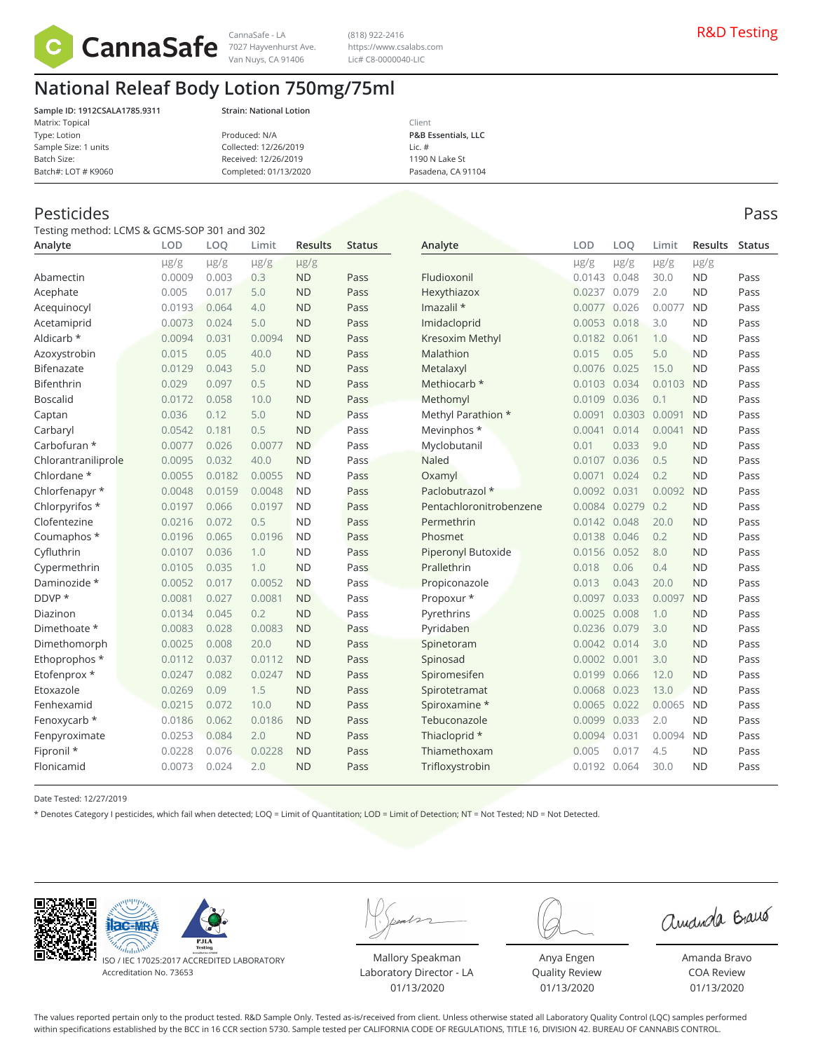CannaSafe

CannaSafe - LA
7027 Hayvenhurst Ave.
Van Nuys, CA 91406

(818) 922-2416
https://www.csalabs.com
Lic# C8-0000040-LIC

R&D Testing

# National Releaf Body Lotion 750mg/75ml

**Sample ID: 1912CSALA1785.9311**
Matrix: Topical
Type: Lotion
Sample Size: 1 units
Batch Size:
Batch#: LOT # K9060

**Strain: National Lotion**
Produced: N/A
Collected: 12/26/2019
Received: 12/26/2019
Completed: 01/13/2020

Client
**P&B Essentials, LLC**
Lic. #
1190 N Lake St
Pasadena, CA 91104

## Pesticides

Pass

Testing method: LCMS & GCMS-SOP 301 and 302

| Analyte | LOD | LOQ | Limit | Results | Status |
|---|---|---|---|---|---|
| | μg/g | μg/g | μg/g | μg/g | |
| Abamectin | 0.0009 | 0.003 | 0.3 | ND | Pass |
| Acephate | 0.005 | 0.017 | 5.0 | ND | Pass |
| Acequinocyl | 0.0193 | 0.064 | 4.0 | ND | Pass |
| Acetamiprid | 0.0073 | 0.024 | 5.0 | ND | Pass |
| Aldicarb * | 0.0094 | 0.031 | 0.0094 | ND | Pass |
| Azoxystrobin | 0.015 | 0.05 | 40.0 | ND | Pass |
| Bifenazate | 0.0129 | 0.043 | 5.0 | ND | Pass |
| Bifenthrin | 0.029 | 0.097 | 0.5 | ND | Pass |
| Boscalid | 0.0172 | 0.058 | 10.0 | ND | Pass |
| Captan | 0.036 | 0.12 | 5.0 | ND | Pass |
| Carbaryl | 0.0542 | 0.181 | 0.5 | ND | Pass |
| Carbofuran * | 0.0077 | 0.026 | 0.0077 | ND | Pass |
| Chlorantraniliprole | 0.0095 | 0.032 | 40.0 | ND | Pass |
| Chlordane * | 0.0055 | 0.0182 | 0.0055 | ND | Pass |
| Chlorfenapyr * | 0.0048 | 0.0159 | 0.0048 | ND | Pass |
| Chlorpyrifos * | 0.0197 | 0.066 | 0.0197 | ND | Pass |
| Clofentezine | 0.0216 | 0.072 | 0.5 | ND | Pass |
| Coumaphos * | 0.0196 | 0.065 | 0.0196 | ND | Pass |
| Cyfluthrin | 0.0107 | 0.036 | 1.0 | ND | Pass |
| Cypermethrin | 0.0105 | 0.035 | 1.0 | ND | Pass |
| Daminozide * | 0.0052 | 0.017 | 0.0052 | ND | Pass |
| DDVP * | 0.0081 | 0.027 | 0.0081 | ND | Pass |
| Diazinon | 0.0134 | 0.045 | 0.2 | ND | Pass |
| Dimethoate * | 0.0083 | 0.028 | 0.0083 | ND | Pass |
| Dimethomorph | 0.0025 | 0.008 | 20.0 | ND | Pass |
| Ethoprophos * | 0.0112 | 0.037 | 0.0112 | ND | Pass |
| Etofenprox * | 0.0247 | 0.082 | 0.0247 | ND | Pass |
| Etoxazole | 0.0269 | 0.09 | 1.5 | ND | Pass |
| Fenhexamid | 0.0215 | 0.072 | 10.0 | ND | Pass |
| Fenoxycarb * | 0.0186 | 0.062 | 0.0186 | ND | Pass |
| Fenpyroximate | 0.0253 | 0.084 | 2.0 | ND | Pass |
| Fipronil * | 0.0228 | 0.076 | 0.0228 | ND | Pass |
| Flonicamid | 0.0073 | 0.024 | 2.0 | ND | Pass |
| Fludioxonil | 0.0143 | 0.048 | 30.0 | ND | Pass |
| Hexythiazox | 0.0237 | 0.079 | 2.0 | ND | Pass |
| Imazalil * | 0.0077 | 0.026 | 0.0077 | ND | Pass |
| Imidacloprid | 0.0053 | 0.018 | 3.0 | ND | Pass |
| Kresoxim Methyl | 0.0182 | 0.061 | 1.0 | ND | Pass |
| Malathion | 0.015 | 0.05 | 5.0 | ND | Pass |
| Metalaxyl | 0.0076 | 0.025 | 15.0 | ND | Pass |
| Methiocarb * | 0.0103 | 0.034 | 0.0103 | ND | Pass |
| Methomyl | 0.0109 | 0.036 | 0.1 | ND | Pass |
| Methyl Parathion * | 0.0091 | 0.0303 | 0.0091 | ND | Pass |
| Mevinphos * | 0.0041 | 0.014 | 0.0041 | ND | Pass |
| Myclobutanil | 0.01 | 0.033 | 9.0 | ND | Pass |
| Naled | 0.0107 | 0.036 | 0.5 | ND | Pass |
| Oxamyl | 0.0071 | 0.024 | 0.2 | ND | Pass |
| Paclobutrazol * | 0.0092 | 0.031 | 0.0092 | ND | Pass |
| Pentachloronitrobenzene | 0.0084 | 0.0279 | 0.2 | ND | Pass |
| Permethrin | 0.0142 | 0.048 | 20.0 | ND | Pass |
| Phosmet | 0.0138 | 0.046 | 0.2 | ND | Pass |
| Piperonyl Butoxide | 0.0156 | 0.052 | 8.0 | ND | Pass |
| Prallethrin | 0.018 | 0.06 | 0.4 | ND | Pass |
| Propiconazole | 0.013 | 0.043 | 20.0 | ND | Pass |
| Propoxur * | 0.0097 | 0.033 | 0.0097 | ND | Pass |
| Pyrethrins | 0.0025 | 0.008 | 1.0 | ND | Pass |
| Pyridaben | 0.0236 | 0.079 | 3.0 | ND | Pass |
| Spinetoram | 0.0042 | 0.014 | 3.0 | ND | Pass |
| Spinosad | 0.0002 | 0.001 | 3.0 | ND | Pass |
| Spiromesifen | 0.0199 | 0.066 | 12.0 | ND | Pass |
| Spirotetramat | 0.0068 | 0.023 | 13.0 | ND | Pass |
| Spiroxamine * | 0.0065 | 0.022 | 0.0065 | ND | Pass |
| Tebuconazole | 0.0099 | 0.033 | 2.0 | ND | Pass |
| Thiacloprid * | 0.0094 | 0.031 | 0.0094 | ND | Pass |
| Thiamethoxam | 0.005 | 0.017 | 4.5 | ND | Pass |
| Trifloxystrobin | 0.0192 | 0.064 | 30.0 | ND | Pass |

Date Tested: 12/27/2019

* Denotes Category I pesticides, which fail when detected; LOQ = Limit of Quantitation; LOD = Limit of Detection; NT = Not Tested; ND = Not Detected.

ISO / IEC 17025:2017 ACCREDITED LABORATORY
Accreditation No. 73653

Mallory Speakman
Laboratory Director - LA
01/13/2020

Anya Engen
Quality Review
01/13/2020

Amanda Bravo
COA Review
01/13/2020

The values reported pertain only to the product tested. R&D Sample Only. Tested as-is/received from client. Unless otherwise stated all Laboratory Quality Control (LQC) samples performed within specifications established by the BCC in 16 CCR section 5730. Sample tested per CALIFORNIA CODE OF REGULATIONS, TITLE 16, DIVISION 42. BUREAU OF CANNABIS CONTROL.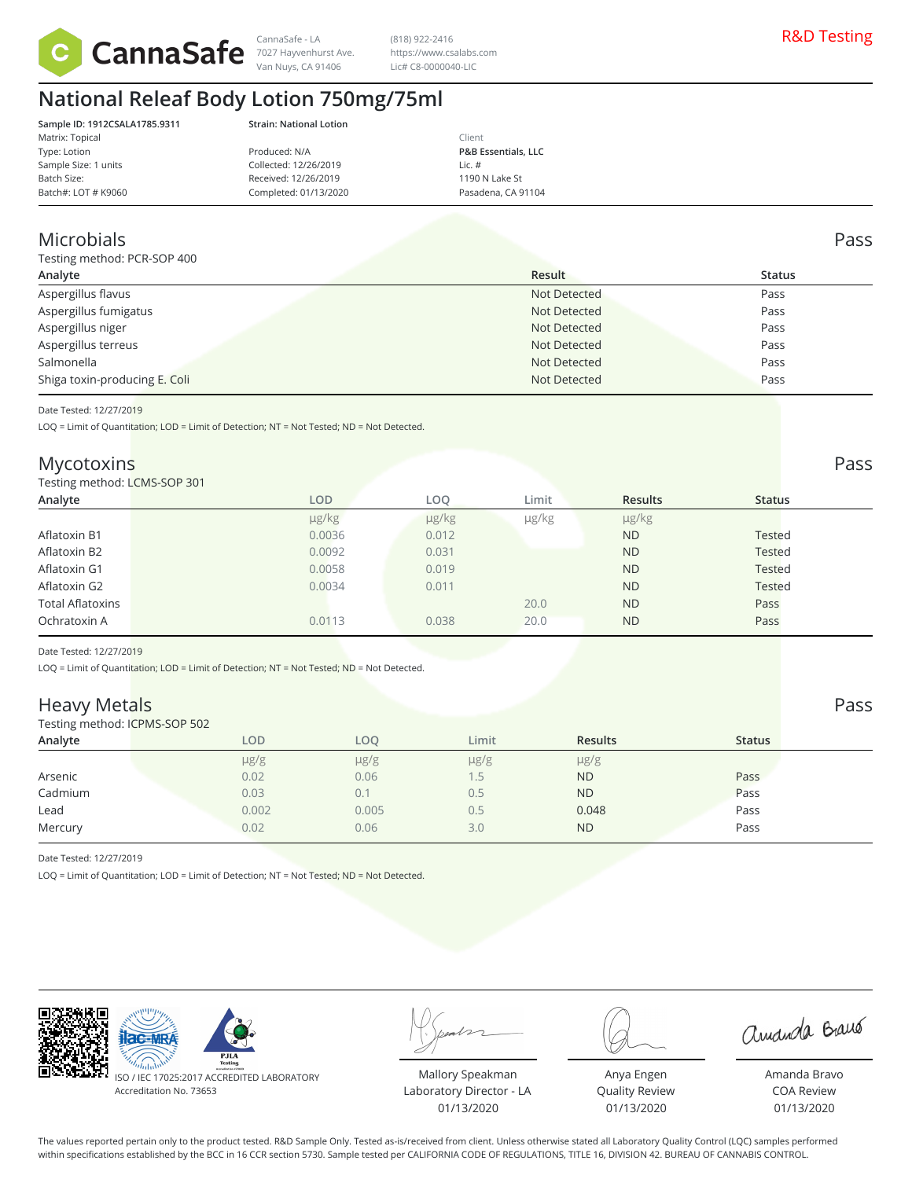CannaSafe - LA
7027 Hayvenhurst Ave.
Van Nuys, CA 91406

(818) 922-2416
https://www.csalabs.com
Lic# C8-0000040-LIC

R&D Testing

# National Releaf Body Lotion 750mg/75ml

**Sample ID: 1912CSALA1785.9311**
Matrix: Topical
Type: Lotion
Sample Size: 1 units
Batch Size:
Batch#: LOT # K9060

**Strain: National Lotion**
Produced: N/A
Collected: 12/26/2019
Received: 12/26/2019
Completed: 01/13/2020

Client
**P&B Essentials, LLC**
Lic. #
1190 N Lake St
Pasadena, CA 91104

## Microbials — Pass

Testing method: PCR-SOP 400

| Analyte | Result | Status |
|---|---|---|
| Aspergillus flavus | Not Detected | Pass |
| Aspergillus fumigatus | Not Detected | Pass |
| Aspergillus niger | Not Detected | Pass |
| Aspergillus terreus | Not Detected | Pass |
| Salmonella | Not Detected | Pass |
| Shiga toxin-producing E. Coli | Not Detected | Pass |

Date Tested: 12/27/2019

LOQ = Limit of Quantitation; LOD = Limit of Detection; NT = Not Tested; ND = Not Detected.

## Mycotoxins — Pass

Testing method: LCMS-SOP 301

| Analyte | LOD | LOQ | Limit | Results | Status |
|---|---|---|---|---|---|
| | µg/kg | µg/kg | µg/kg | µg/kg | |
| Aflatoxin B1 | 0.0036 | 0.012 | | ND | Tested |
| Aflatoxin B2 | 0.0092 | 0.031 | | ND | Tested |
| Aflatoxin G1 | 0.0058 | 0.019 | | ND | Tested |
| Aflatoxin G2 | 0.0034 | 0.011 | | ND | Tested |
| Total Aflatoxins | | | 20.0 | ND | Pass |
| Ochratoxin A | 0.0113 | 0.038 | 20.0 | ND | Pass |

Date Tested: 12/27/2019

LOQ = Limit of Quantitation; LOD = Limit of Detection; NT = Not Tested; ND = Not Detected.

## Heavy Metals — Pass

Testing method: ICPMS-SOP 502

| Analyte | LOD | LOQ | Limit | Results | Status |
|---|---|---|---|---|---|
| | µg/g | µg/g | µg/g | µg/g | |
| Arsenic | 0.02 | 0.06 | 1.5 | ND | Pass |
| Cadmium | 0.03 | 0.1 | 0.5 | ND | Pass |
| Lead | 0.002 | 0.005 | 0.5 | 0.048 | Pass |
| Mercury | 0.02 | 0.06 | 3.0 | ND | Pass |

Date Tested: 12/27/2019

LOQ = Limit of Quantitation; LOD = Limit of Detection; NT = Not Tested; ND = Not Detected.

ISO / IEC 17025:2017 ACCREDITED LABORATORY
Accreditation No. 73653

Mallory Speakman
Laboratory Director - LA
01/13/2020

Anya Engen
Quality Review
01/13/2020

Amanda Bravo
COA Review
01/13/2020

The values reported pertain only to the product tested. R&D Sample Only. Tested as-is/received from client. Unless otherwise stated all Laboratory Quality Control (LQC) samples performed within specifications established by the BCC in 16 CCR section 5730. Sample tested per CALIFORNIA CODE OF REGULATIONS, TITLE 16, DIVISION 42. BUREAU OF CANNABIS CONTROL.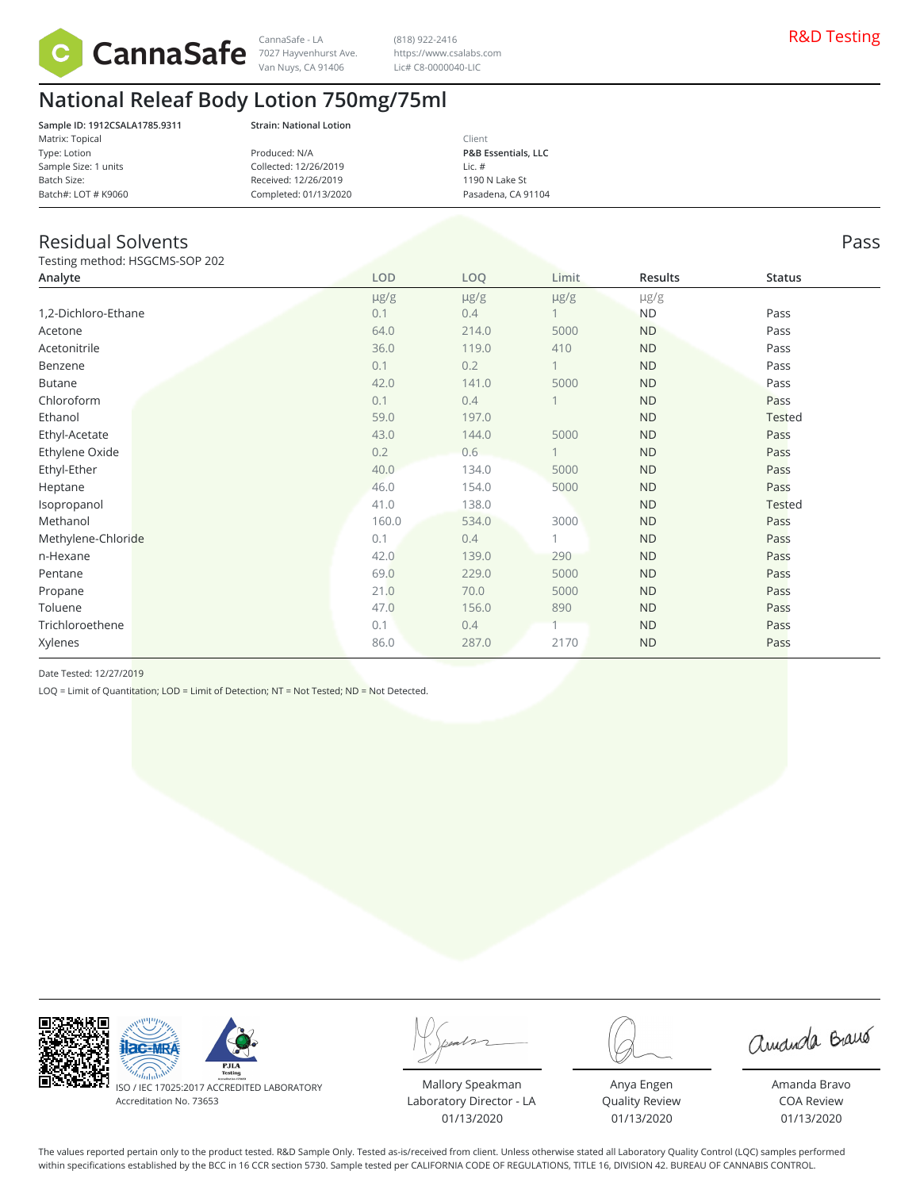CannaSafe

CannaSafe - LA
7027 Hayvenhurst Ave.
Van Nuys, CA 91406

(818) 922-2416
https://www.csalabs.com
Lic# C8-0000040-LIC

R&D Testing

# National Releaf Body Lotion 750mg/75ml

**Sample ID: 1912CSALA1785.9311**
Matrix: Topical
Type: Lotion
Sample Size: 1 units
Batch Size:
Batch#: LOT # K9060

**Strain: National Lotion**
Produced: N/A
Collected: 12/26/2019
Received: 12/26/2019
Completed: 01/13/2020

Client
**P&B Essentials, LLC**
Lic. #
1190 N Lake St
Pasadena, CA 91104

## Residual Solvents

Pass

Testing method: HSGCMS-SOP 202

| Analyte | LOD | LOQ | Limit | Results | Status |
|---|---|---|---|---|---|
| | μg/g | μg/g | μg/g | μg/g | |
| 1,2-Dichloro-Ethane | 0.1 | 0.4 | 1 | ND | Pass |
| Acetone | 64.0 | 214.0 | 5000 | ND | Pass |
| Acetonitrile | 36.0 | 119.0 | 410 | ND | Pass |
| Benzene | 0.1 | 0.2 | 1 | ND | Pass |
| Butane | 42.0 | 141.0 | 5000 | ND | Pass |
| Chloroform | 0.1 | 0.4 | 1 | ND | Pass |
| Ethanol | 59.0 | 197.0 | | ND | Tested |
| Ethyl-Acetate | 43.0 | 144.0 | 5000 | ND | Pass |
| Ethylene Oxide | 0.2 | 0.6 | 1 | ND | Pass |
| Ethyl-Ether | 40.0 | 134.0 | 5000 | ND | Pass |
| Heptane | 46.0 | 154.0 | 5000 | ND | Pass |
| Isopropanol | 41.0 | 138.0 | | ND | Tested |
| Methanol | 160.0 | 534.0 | 3000 | ND | Pass |
| Methylene-Chloride | 0.1 | 0.4 | 1 | ND | Pass |
| n-Hexane | 42.0 | 139.0 | 290 | ND | Pass |
| Pentane | 69.0 | 229.0 | 5000 | ND | Pass |
| Propane | 21.0 | 70.0 | 5000 | ND | Pass |
| Toluene | 47.0 | 156.0 | 890 | ND | Pass |
| Trichloroethene | 0.1 | 0.4 | 1 | ND | Pass |
| Xylenes | 86.0 | 287.0 | 2170 | ND | Pass |

Date Tested: 12/27/2019

LOQ = Limit of Quantitation; LOD = Limit of Detection; NT = Not Tested; ND = Not Detected.

ISO / IEC 17025:2017 ACCREDITED LABORATORY
Accreditation No. 73653

Mallory Speakman
Laboratory Director - LA
01/13/2020

Anya Engen
Quality Review
01/13/2020

Amanda Bravo
COA Review
01/13/2020

The values reported pertain only to the product tested. R&D Sample Only. Tested as-is/received from client. Unless otherwise stated all Laboratory Quality Control (LQC) samples performed within specifications established by the BCC in 16 CCR section 5730. Sample tested per CALIFORNIA CODE OF REGULATIONS, TITLE 16, DIVISION 42. BUREAU OF CANNABIS CONTROL.